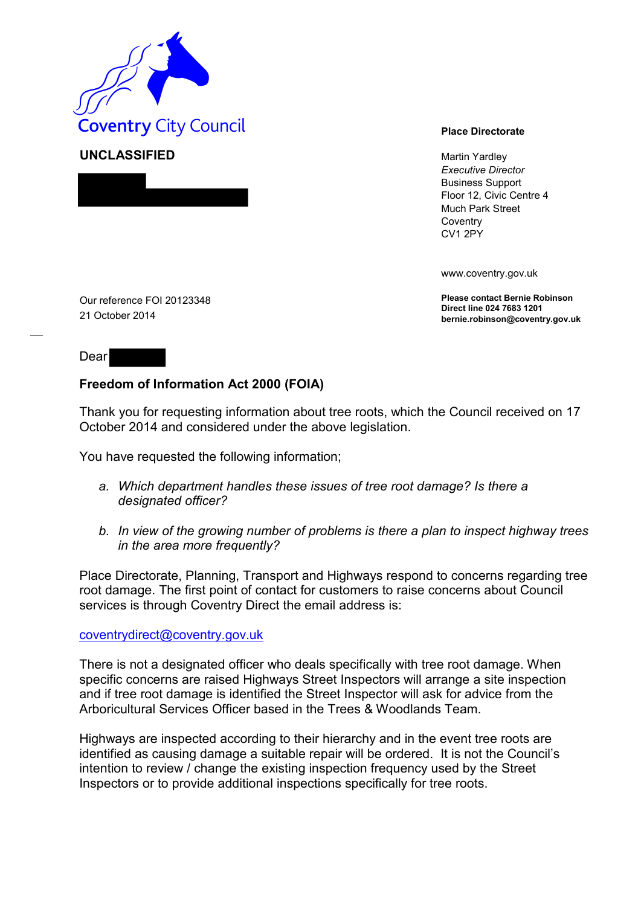Coventry City Council

**UNCLASSIFIED**

**Place Directorate**

Martin Yardley
*Executive Director*
Business Support
Floor 12, Civic Centre 4
Much Park Street
Coventry
CV1 2PY

www.coventry.gov.uk

**Please contact Bernie Robinson**
**Direct line 024 7683 1201**
**bernie.robinson@coventry.gov.uk**

Our reference FOI 20123348
21 October 2014

Dear

**Freedom of Information Act 2000 (FOIA)**

Thank you for requesting information about tree roots, which the Council received on 17 October 2014 and considered under the above legislation.

You have requested the following information;

a. *Which department handles these issues of tree root damage? Is there a designated officer?*

b. *In view of the growing number of problems is there a plan to inspect highway trees in the area more frequently?*

Place Directorate, Planning, Transport and Highways respond to concerns regarding tree root damage. The first point of contact for customers to raise concerns about Council services is through Coventry Direct the email address is:

coventrydirect@coventry.gov.uk

There is not a designated officer who deals specifically with tree root damage. When specific concerns are raised Highways Street Inspectors will arrange a site inspection and if tree root damage is identified the Street Inspector will ask for advice from the Arboricultural Services Officer based in the Trees & Woodlands Team.

Highways are inspected according to their hierarchy and in the event tree roots are identified as causing damage a suitable repair will be ordered. It is not the Council's intention to review / change the existing inspection frequency used by the Street Inspectors or to provide additional inspections specifically for tree roots.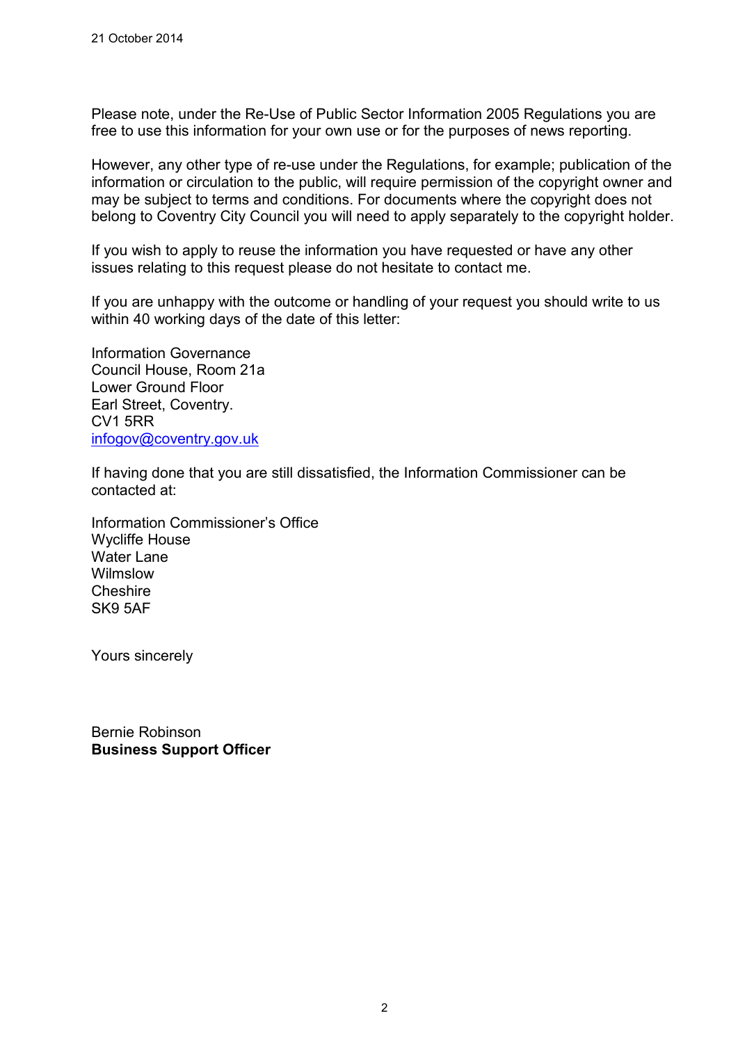21 October 2014

Please note, under the Re-Use of Public Sector Information 2005 Regulations you are free to use this information for your own use or for the purposes of news reporting.

However, any other type of re-use under the Regulations, for example; publication of the information or circulation to the public, will require permission of the copyright owner and may be subject to terms and conditions. For documents where the copyright does not belong to Coventry City Council you will need to apply separately to the copyright holder.

If you wish to apply to reuse the information you have requested or have any other issues relating to this request please do not hesitate to contact me.

If you are unhappy with the outcome or handling of your request you should write to us within 40 working days of the date of this letter:

Information Governance  
Council House, Room 21a  
Lower Ground Floor  
Earl Street, Coventry.  
CV1 5RR  
infogov@coventry.gov.uk

If having done that you are still dissatisfied, the Information Commissioner can be contacted at:

Information Commissioner's Office  
Wycliffe House  
Water Lane  
Wilmslow  
Cheshire  
SK9 5AF

Yours sincerely

Bernie Robinson  
**Business Support Officer**